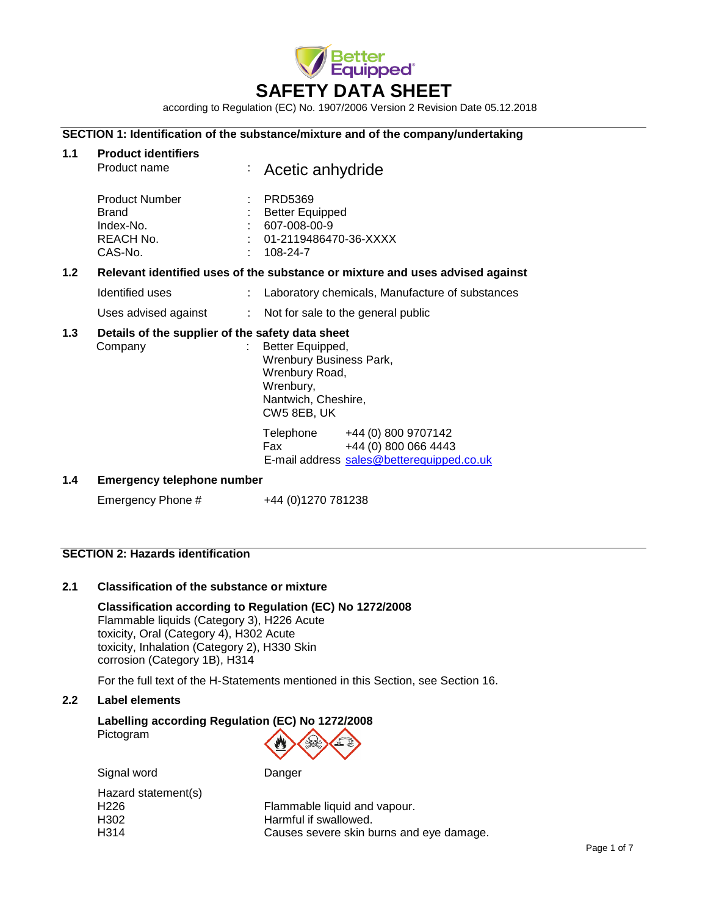# SAFETY DATA SHEET

according to Regulation (EC) No. 1907/2006 Version 2 Revision Date 05.12.2018

## SECTION 1: Identification of the substance/mixture and of the company/undertaking

### 1.1 Product identifiers

| | | |
|---|---|---|
| Product name | : | Acetic anhydride |
| Product Number | : | PRD5369 |
| Brand | : | Better Equipped |
| Index-No. | : | 607-008-00-9 |
| REACH No. | : | 01-2119486470-36-XXXX |
| CAS-No. | : | 108-24-7 |

### 1.2 Relevant identified uses of the substance or mixture and uses advised against

| | | |
|---|---|---|
| Identified uses | : | Laboratory chemicals, Manufacture of substances |
| Uses advised against | : | Not for sale to the general public |

### 1.3 Details of the supplier of the safety data sheet

Company : Better Equipped,
Wrenbury Business Park,
Wrenbury Road,
Wrenbury,
Nantwich, Cheshire,
CW5 8EB, UK

Telephone +44 (0) 800 9707142
Fax +44 (0) 800 066 4443
E-mail address sales@betterequipped.co.uk

### 1.4 Emergency telephone number

Emergency Phone # +44 (0)1270 781238

## SECTION 2: Hazards identification

### 2.1 Classification of the substance or mixture

**Classification according to Regulation (EC) No 1272/2008**
Flammable liquids (Category 3), H226 Acute toxicity, Oral (Category 4), H302 Acute toxicity, Inhalation (Category 2), H330 Skin corrosion (Category 1B), H314

For the full text of the H-Statements mentioned in this Section, see Section 16.

### 2.2 Label elements

**Labelling according Regulation (EC) No 1272/2008**
Pictogram

Signal word Danger

Hazard statement(s)

| | |
|---|---|
| H226 | Flammable liquid and vapour. |
| H302 | Harmful if swallowed. |
| H314 | Causes severe skin burns and eye damage. |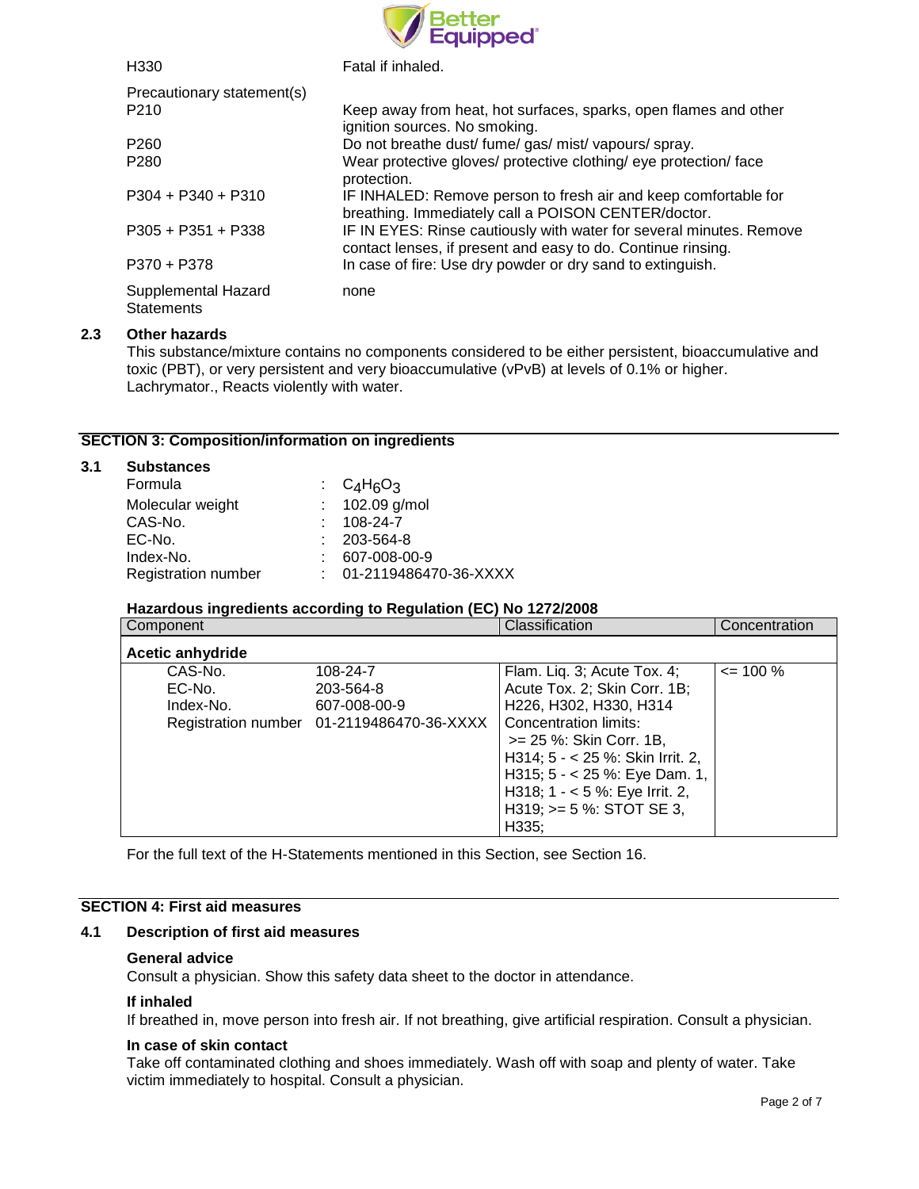| | |
|---|---|
| H330 | Fatal if inhaled. |
| Precautionary statement(s) | |
| P210 | Keep away from heat, hot surfaces, sparks, open flames and other ignition sources. No smoking. |
| P260 | Do not breathe dust/ fume/ gas/ mist/ vapours/ spray. |
| P280 | Wear protective gloves/ protective clothing/ eye protection/ face protection. |
| P304 + P340 + P310 | IF INHALED: Remove person to fresh air and keep comfortable for breathing. Immediately call a POISON CENTER/doctor. |
| P305 + P351 + P338 | IF IN EYES: Rinse cautiously with water for several minutes. Remove contact lenses, if present and easy to do. Continue rinsing. |
| P370 + P378 | In case of fire: Use dry powder or dry sand to extinguish. |
| Supplemental Hazard Statements | none |

### 2.3 Other hazards

This substance/mixture contains no components considered to be either persistent, bioaccumulative and toxic (PBT), or very persistent and very bioaccumulative (vPvB) at levels of 0.1% or higher.
Lachrymator., Reacts violently with water.

## SECTION 3: Composition/information on ingredients

### 3.1 Substances

| | | |
|---|---|---|
| Formula | : | $C_4H_6O_3$ |
| Molecular weight | : | 102.09 g/mol |
| CAS-No. | : | 108-24-7 |
| EC-No. | : | 203-564-8 |
| Index-No. | : | 607-008-00-9 |
| Registration number | : | 01-2119486470-36-XXXX |

**Hazardous ingredients according to Regulation (EC) No 1272/2008**

| Component | | Classification | Concentration |
|---|---|---|---|
| **Acetic anhydride** | | | |
| CAS-No. | 108-24-7 | Flam. Liq. 3; Acute Tox. 4; Acute Tox. 2; Skin Corr. 1B; H226, H302, H330, H314<br>Concentration limits:<br>>= 25 %: Skin Corr. 1B, H314; 5 - < 25 %: Skin Irrit. 2, H315; 5 - < 25 %: Eye Dam. 1, H318; 1 - < 5 %: Eye Irrit. 2, H319; >= 5 %: STOT SE 3, H335; | <= 100 % |
| EC-No. | 203-564-8 | | |
| Index-No. | 607-008-00-9 | | |
| Registration number | 01-2119486470-36-XXXX | | |

For the full text of the H-Statements mentioned in this Section, see Section 16.

## SECTION 4: First aid measures

### 4.1 Description of first aid measures

**General advice**

Consult a physician. Show this safety data sheet to the doctor in attendance.

**If inhaled**

If breathed in, move person into fresh air. If not breathing, give artificial respiration. Consult a physician.

**In case of skin contact**

Take off contaminated clothing and shoes immediately. Wash off with soap and plenty of water. Take victim immediately to hospital. Consult a physician.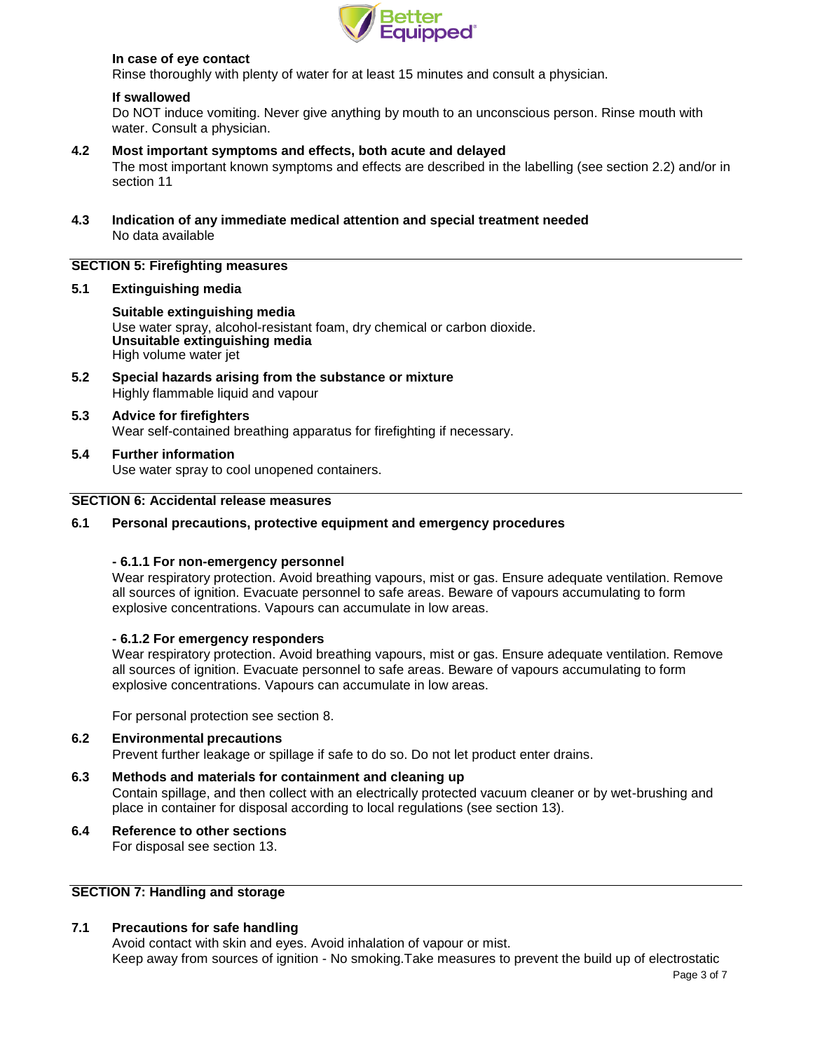**In case of eye contact**
Rinse thoroughly with plenty of water for at least 15 minutes and consult a physician.

**If swallowed**
Do NOT induce vomiting. Never give anything by mouth to an unconscious person. Rinse mouth with water. Consult a physician.

### 4.2 Most important symptoms and effects, both acute and delayed

The most important known symptoms and effects are described in the labelling (see section 2.2) and/or in section 11

### 4.3 Indication of any immediate medical attention and special treatment needed

No data available

## SECTION 5: Firefighting measures

### 5.1 Extinguishing media

**Suitable extinguishing media**
Use water spray, alcohol-resistant foam, dry chemical or carbon dioxide.
**Unsuitable extinguishing media**
High volume water jet

### 5.2 Special hazards arising from the substance or mixture

Highly flammable liquid and vapour

### 5.3 Advice for firefighters

Wear self-contained breathing apparatus for firefighting if necessary.

### 5.4 Further information

Use water spray to cool unopened containers.

## SECTION 6: Accidental release measures

### 6.1 Personal precautions, protective equipment and emergency procedures

**- 6.1.1 For non-emergency personnel**
Wear respiratory protection. Avoid breathing vapours, mist or gas. Ensure adequate ventilation. Remove all sources of ignition. Evacuate personnel to safe areas. Beware of vapours accumulating to form explosive concentrations. Vapours can accumulate in low areas.

**- 6.1.2 For emergency responders**
Wear respiratory protection. Avoid breathing vapours, mist or gas. Ensure adequate ventilation. Remove all sources of ignition. Evacuate personnel to safe areas. Beware of vapours accumulating to form explosive concentrations. Vapours can accumulate in low areas.

For personal protection see section 8.

### 6.2 Environmental precautions

Prevent further leakage or spillage if safe to do so. Do not let product enter drains.

### 6.3 Methods and materials for containment and cleaning up

Contain spillage, and then collect with an electrically protected vacuum cleaner or by wet-brushing and place in container for disposal according to local regulations (see section 13).

### 6.4 Reference to other sections

For disposal see section 13.

## SECTION 7: Handling and storage

### 7.1 Precautions for safe handling

Avoid contact with skin and eyes. Avoid inhalation of vapour or mist.
Keep away from sources of ignition - No smoking.Take measures to prevent the build up of electrostatic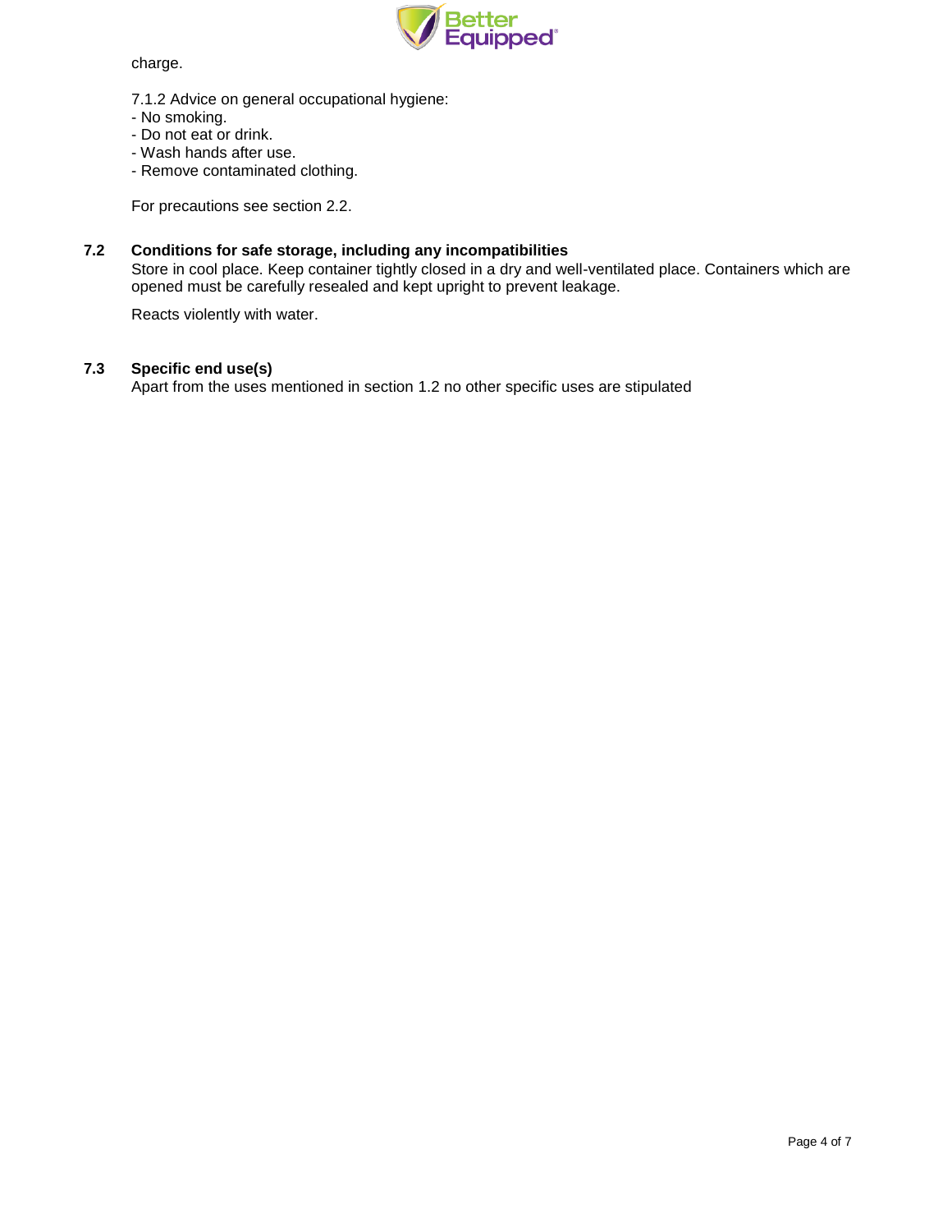charge.

7.1.2 Advice on general occupational hygiene:
- No smoking.
- Do not eat or drink.
- Wash hands after use.
- Remove contaminated clothing.

For precautions see section 2.2.

### 7.2 Conditions for safe storage, including any incompatibilities

Store in cool place. Keep container tightly closed in a dry and well-ventilated place. Containers which are opened must be carefully resealed and kept upright to prevent leakage.

Reacts violently with water.

### 7.3 Specific end use(s)

Apart from the uses mentioned in section 1.2 no other specific uses are stipulated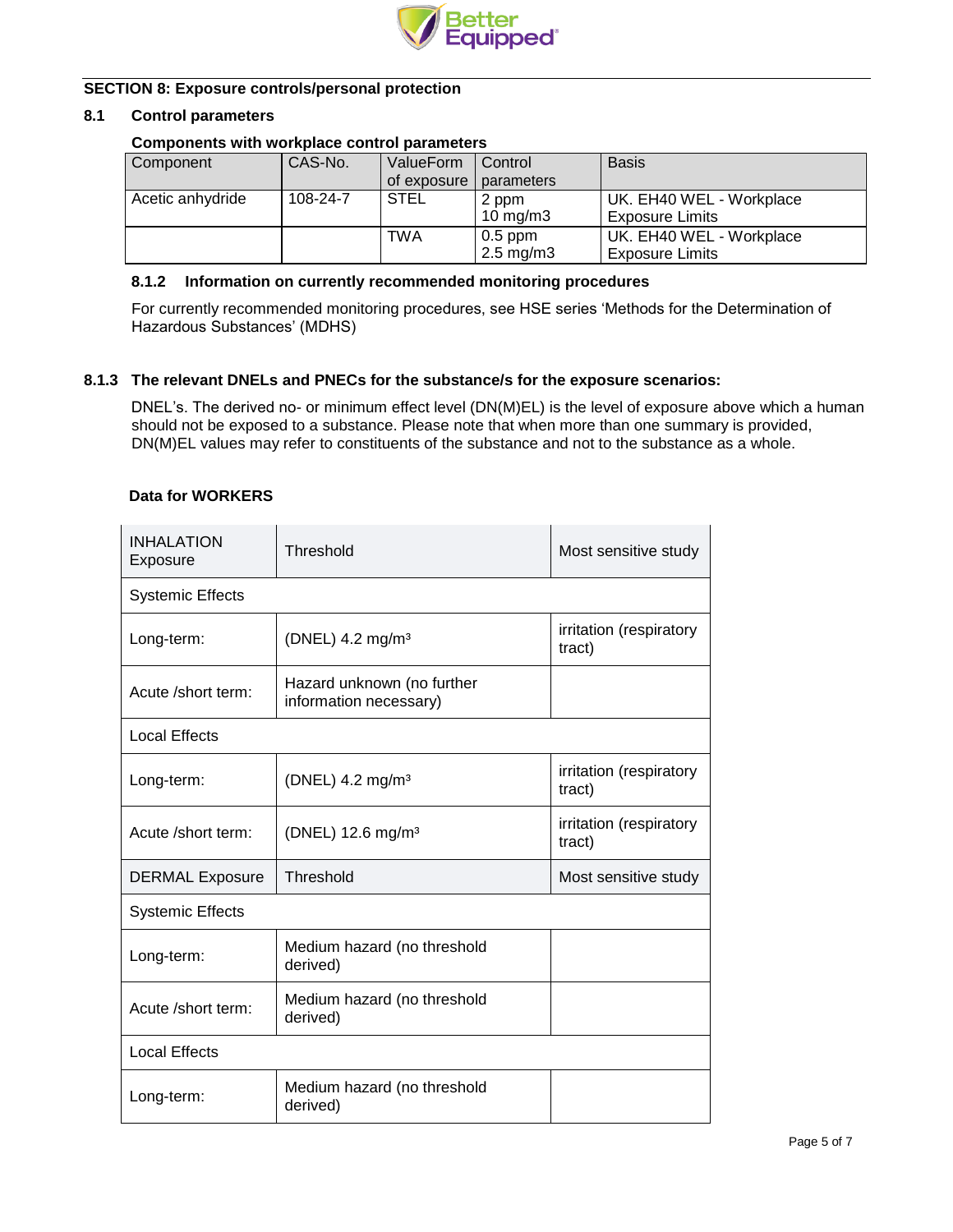## SECTION 8: Exposure controls/personal protection

### 8.1 Control parameters

**Components with workplace control parameters**

| Component | CAS-No. | ValueForm of exposure | Control parameters | Basis |
|---|---|---|---|---|
| Acetic anhydride | 108-24-7 | STEL | 2 ppm<br>10 mg/m3 | UK. EH40 WEL - Workplace Exposure Limits |
| | | TWA | 0.5 ppm<br>2.5 mg/m3 | UK. EH40 WEL - Workplace Exposure Limits |

#### 8.1.2 Information on currently recommended monitoring procedures

For currently recommended monitoring procedures, see HSE series 'Methods for the Determination of Hazardous Substances' (MDHS)

#### 8.1.3 The relevant DNELs and PNECs for the substance/s for the exposure scenarios:

DNEL's. The derived no- or minimum effect level (DN(M)EL) is the level of exposure above which a human should not be exposed to a substance. Please note that when more than one summary is provided, DN(M)EL values may refer to constituents of the substance and not to the substance as a whole.

**Data for WORKERS**

| INHALATION Exposure | Threshold | Most sensitive study |
|---|---|---|
| Systemic Effects | | |
| Long-term: | (DNEL) 4.2 mg/m³ | irritation (respiratory tract) |
| Acute /short term: | Hazard unknown (no further information necessary) | |
| Local Effects | | |
| Long-term: | (DNEL) 4.2 mg/m³ | irritation (respiratory tract) |
| Acute /short term: | (DNEL) 12.6 mg/m³ | irritation (respiratory tract) |
| DERMAL Exposure | Threshold | Most sensitive study |
| Systemic Effects | | |
| Long-term: | Medium hazard (no threshold derived) | |
| Acute /short term: | Medium hazard (no threshold derived) | |
| Local Effects | | |
| Long-term: | Medium hazard (no threshold derived) | |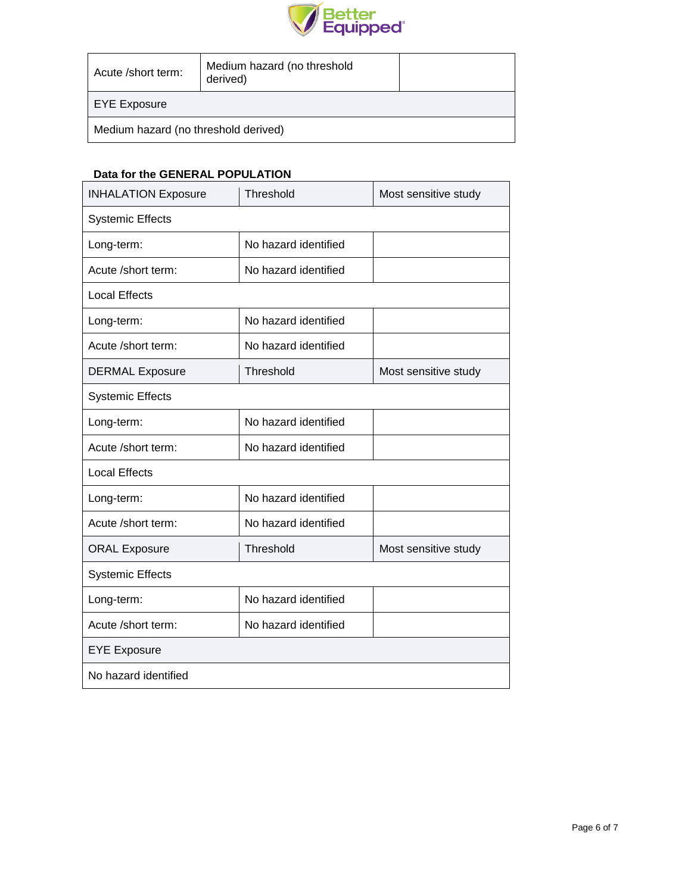| Acute /short term: | Medium hazard (no threshold derived) | |
|---|---|---|
| EYE Exposure | | |
| Medium hazard (no threshold derived) | | |

**Data for the GENERAL POPULATION**

| INHALATION Exposure | Threshold | Most sensitive study |
|---|---|---|
| Systemic Effects | | |
| Long-term: | No hazard identified | |
| Acute /short term: | No hazard identified | |
| Local Effects | | |
| Long-term: | No hazard identified | |
| Acute /short term: | No hazard identified | |
| DERMAL Exposure | Threshold | Most sensitive study |
| Systemic Effects | | |
| Long-term: | No hazard identified | |
| Acute /short term: | No hazard identified | |
| Local Effects | | |
| Long-term: | No hazard identified | |
| Acute /short term: | No hazard identified | |
| ORAL Exposure | Threshold | Most sensitive study |
| Systemic Effects | | |
| Long-term: | No hazard identified | |
| Acute /short term: | No hazard identified | |
| EYE Exposure | | |
| No hazard identified | | |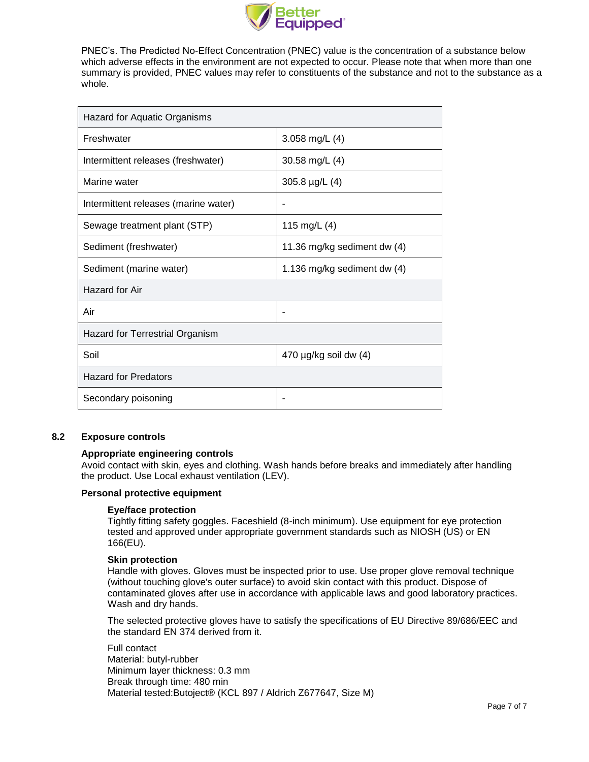PNEC's. The Predicted No-Effect Concentration (PNEC) value is the concentration of a substance below which adverse effects in the environment are not expected to occur. Please note that when more than one summary is provided, PNEC values may refer to constituents of the substance and not to the substance as a whole.

| Hazard for Aquatic Organisms | |
|---|---|
| Freshwater | 3.058 mg/L (4) |
| Intermittent releases (freshwater) | 30.58 mg/L (4) |
| Marine water | 305.8 µg/L (4) |
| Intermittent releases (marine water) | - |
| Sewage treatment plant (STP) | 115 mg/L (4) |
| Sediment (freshwater) | 11.36 mg/kg sediment dw (4) |
| Sediment (marine water) | 1.136 mg/kg sediment dw (4) |
| **Hazard for Air** | |
| Air | - |
| **Hazard for Terrestrial Organism** | |
| Soil | 470 µg/kg soil dw (4) |
| **Hazard for Predators** | |
| Secondary poisoning | - |

## 8.2 Exposure controls

**Appropriate engineering controls**

Avoid contact with skin, eyes and clothing. Wash hands before breaks and immediately after handling the product. Use Local exhaust ventilation (LEV).

**Personal protective equipment**

**Eye/face protection**

Tightly fitting safety goggles. Faceshield (8-inch minimum). Use equipment for eye protection tested and approved under appropriate government standards such as NIOSH (US) or EN 166(EU).

**Skin protection**

Handle with gloves. Gloves must be inspected prior to use. Use proper glove removal technique (without touching glove's outer surface) to avoid skin contact with this product. Dispose of contaminated gloves after use in accordance with applicable laws and good laboratory practices. Wash and dry hands.

The selected protective gloves have to satisfy the specifications of EU Directive 89/686/EEC and the standard EN 374 derived from it.

Full contact
Material: butyl-rubber
Minimum layer thickness: 0.3 mm
Break through time: 480 min
Material tested:Butoject® (KCL 897 / Aldrich Z677647, Size M)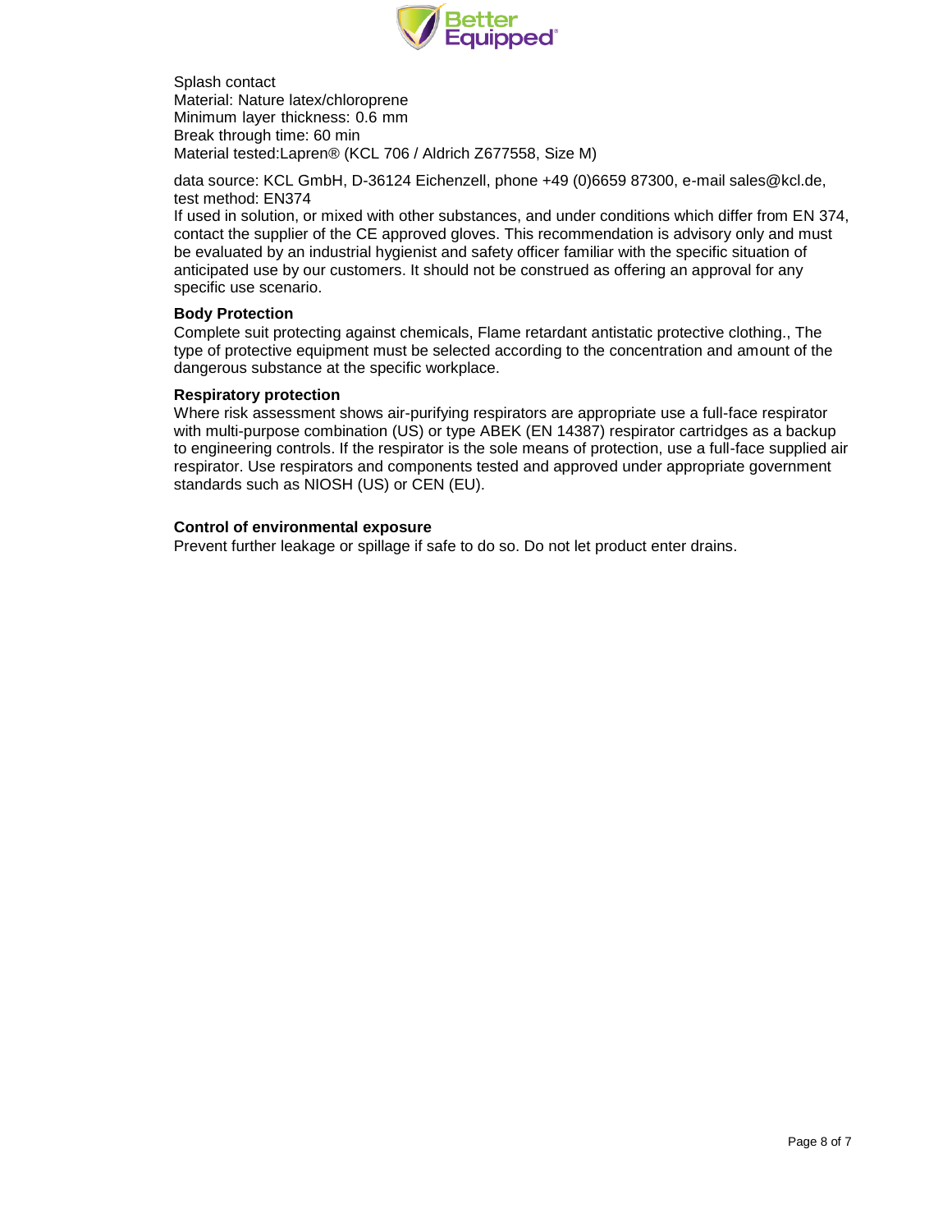Splash contact
Material: Nature latex/chloroprene
Minimum layer thickness: 0.6 mm
Break through time: 60 min
Material tested:Lapren® (KCL 706 / Aldrich Z677558, Size M)

data source: KCL GmbH, D-36124 Eichenzell, phone +49 (0)6659 87300, e-mail sales@kcl.de, test method: EN374
If used in solution, or mixed with other substances, and under conditions which differ from EN 374, contact the supplier of the CE approved gloves. This recommendation is advisory only and must be evaluated by an industrial hygienist and safety officer familiar with the specific situation of anticipated use by our customers. It should not be construed as offering an approval for any specific use scenario.

**Body Protection**
Complete suit protecting against chemicals, Flame retardant antistatic protective clothing., The type of protective equipment must be selected according to the concentration and amount of the dangerous substance at the specific workplace.

**Respiratory protection**
Where risk assessment shows air-purifying respirators are appropriate use a full-face respirator with multi-purpose combination (US) or type ABEK (EN 14387) respirator cartridges as a backup to engineering controls. If the respirator is the sole means of protection, use a full-face supplied air respirator. Use respirators and components tested and approved under appropriate government standards such as NIOSH (US) or CEN (EU).

**Control of environmental exposure**
Prevent further leakage or spillage if safe to do so. Do not let product enter drains.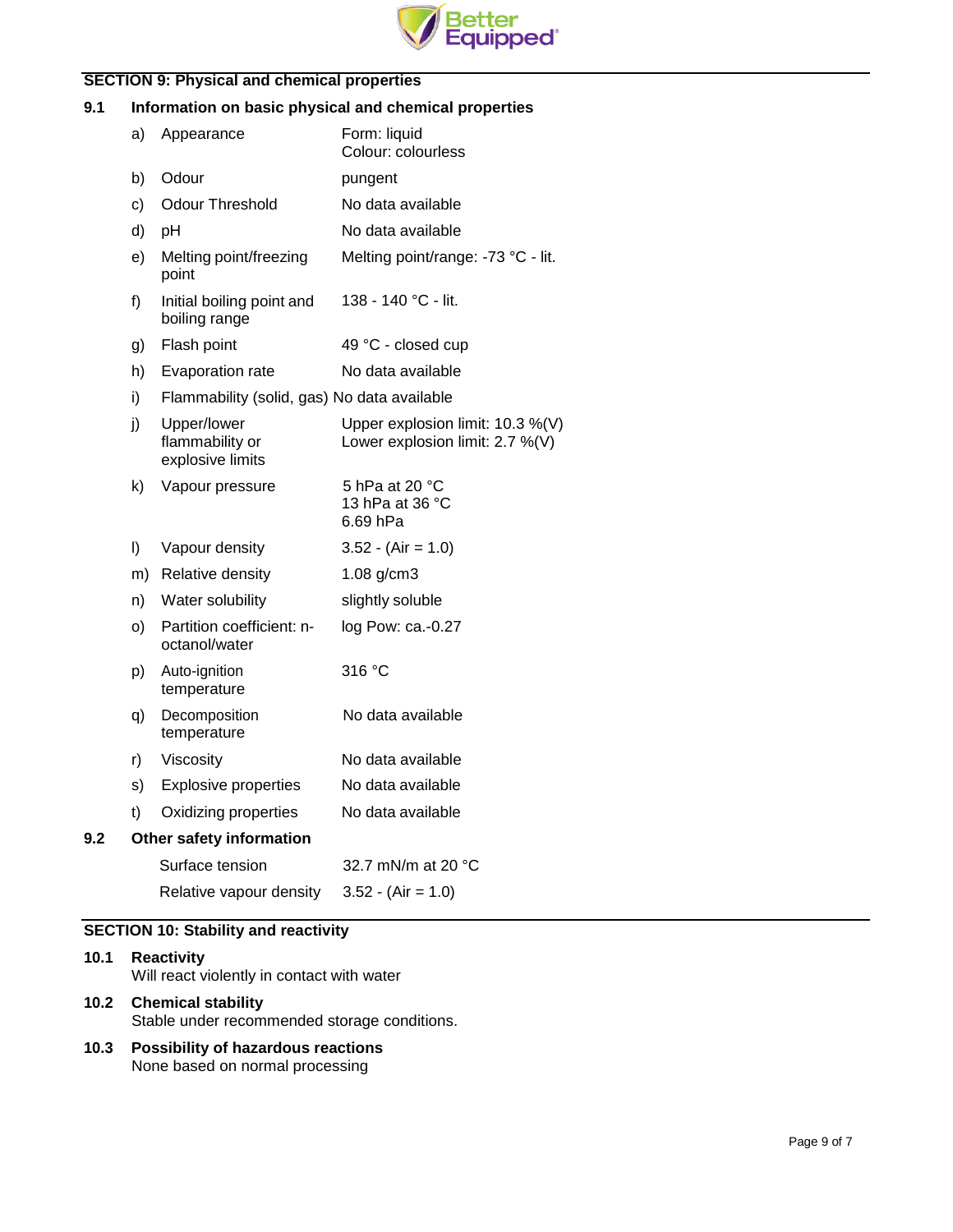## SECTION 9: Physical and chemical properties

### 9.1 Information on basic physical and chemical properties

| | | |
|---|---|---|
| a) | Appearance | Form: liquid<br>Colour: colourless |
| b) | Odour | pungent |
| c) | Odour Threshold | No data available |
| d) | pH | No data available |
| e) | Melting point/freezing point | Melting point/range: -73 °C - lit. |
| f) | Initial boiling point and boiling range | 138 - 140 °C - lit. |
| g) | Flash point | 49 °C - closed cup |
| h) | Evaporation rate | No data available |
| i) | Flammability (solid, gas) | No data available |
| j) | Upper/lower flammability or explosive limits | Upper explosion limit: 10.3 %(V)<br>Lower explosion limit: 2.7 %(V) |
| k) | Vapour pressure | 5 hPa at 20 °C<br>13 hPa at 36 °C<br>6.69 hPa |
| l) | Vapour density | 3.52 - (Air = 1.0) |
| m) | Relative density | 1.08 g/cm3 |
| n) | Water solubility | slightly soluble |
| o) | Partition coefficient: n-octanol/water | log Pow: ca.-0.27 |
| p) | Auto-ignition temperature | 316 °C |
| q) | Decomposition temperature | No data available |
| r) | Viscosity | No data available |
| s) | Explosive properties | No data available |
| t) | Oxidizing properties | No data available |

### 9.2 Other safety information

| | |
|---|---|
| Surface tension | 32.7 mN/m at 20 °C |
| Relative vapour density | 3.52 - (Air = 1.0) |

## SECTION 10: Stability and reactivity

### 10.1 Reactivity

Will react violently in contact with water

### 10.2 Chemical stability

Stable under recommended storage conditions.

### 10.3 Possibility of hazardous reactions

None based on normal processing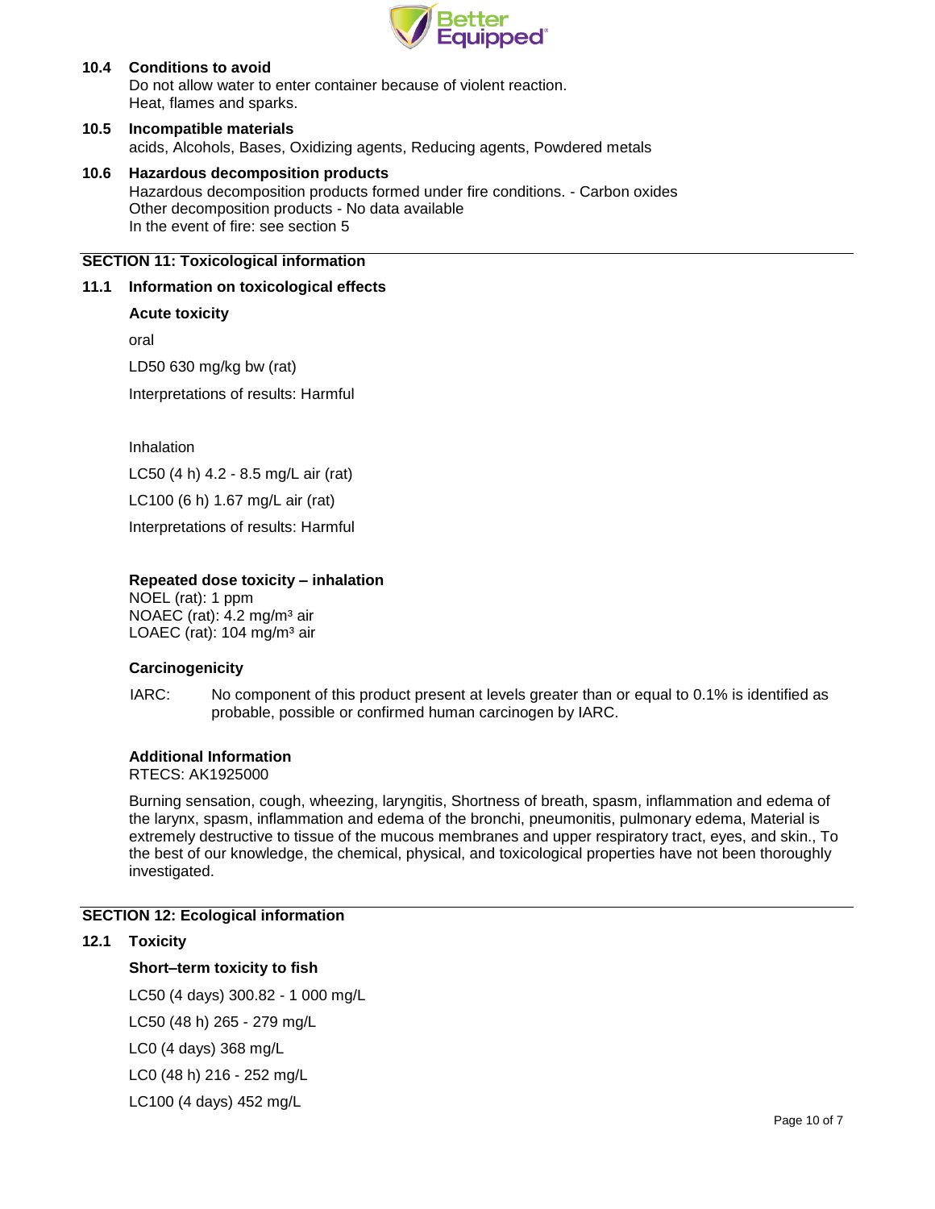### 10.4 Conditions to avoid

Do not allow water to enter container because of violent reaction.
Heat, flames and sparks.

### 10.5 Incompatible materials

acids, Alcohols, Bases, Oxidizing agents, Reducing agents, Powdered metals

### 10.6 Hazardous decomposition products

Hazardous decomposition products formed under fire conditions. - Carbon oxides
Other decomposition products - No data available
In the event of fire: see section 5

## SECTION 11: Toxicological information

### 11.1 Information on toxicological effects

**Acute toxicity**

oral

LD50 630 mg/kg bw (rat)

Interpretations of results: Harmful

Inhalation

LC50 (4 h) 4.2 - 8.5 mg/L air (rat)

LC100 (6 h) 1.67 mg/L air (rat)

Interpretations of results: Harmful

**Repeated dose toxicity – inhalation**

NOEL (rat): 1 ppm
NOAEC (rat): 4.2 mg/m³ air
LOAEC (rat): 104 mg/m³ air

**Carcinogenicity**

IARC: No component of this product present at levels greater than or equal to 0.1% is identified as probable, possible or confirmed human carcinogen by IARC.

**Additional Information**

RTECS: AK1925000

Burning sensation, cough, wheezing, laryngitis, Shortness of breath, spasm, inflammation and edema of the larynx, spasm, inflammation and edema of the bronchi, pneumonitis, pulmonary edema, Material is extremely destructive to tissue of the mucous membranes and upper respiratory tract, eyes, and skin., To the best of our knowledge, the chemical, physical, and toxicological properties have not been thoroughly investigated.

## SECTION 12: Ecological information

### 12.1 Toxicity

**Short–term toxicity to fish**

LC50 (4 days) 300.82 - 1 000 mg/L

LC50 (48 h) 265 - 279 mg/L

LC0 (4 days) 368 mg/L

LC0 (48 h) 216 - 252 mg/L

LC100 (4 days) 452 mg/L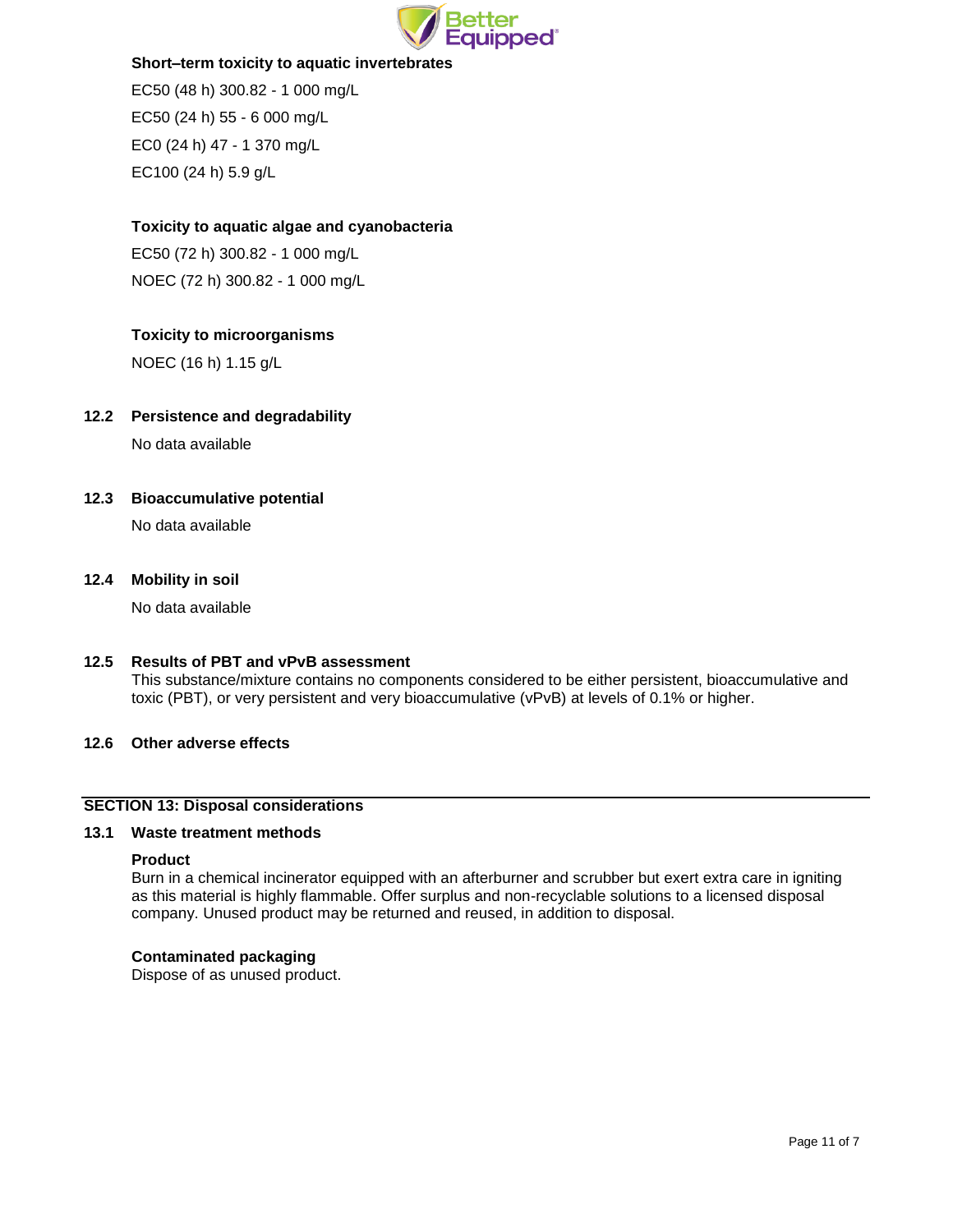**Short–term toxicity to aquatic invertebrates**

EC50 (48 h) 300.82 - 1 000 mg/L

EC50 (24 h) 55 - 6 000 mg/L

EC0 (24 h) 47 - 1 370 mg/L

EC100 (24 h) 5.9 g/L

**Toxicity to aquatic algae and cyanobacteria**

EC50 (72 h) 300.82 - 1 000 mg/L

NOEC (72 h) 300.82 - 1 000 mg/L

**Toxicity to microorganisms**

NOEC (16 h) 1.15 g/L

### 12.2 Persistence and degradability

No data available

### 12.3 Bioaccumulative potential

No data available

### 12.4 Mobility in soil

No data available

### 12.5 Results of PBT and vPvB assessment

This substance/mixture contains no components considered to be either persistent, bioaccumulative and toxic (PBT), or very persistent and very bioaccumulative (vPvB) at levels of 0.1% or higher.

### 12.6 Other adverse effects

## SECTION 13: Disposal considerations

### 13.1 Waste treatment methods

**Product**

Burn in a chemical incinerator equipped with an afterburner and scrubber but exert extra care in igniting as this material is highly flammable. Offer surplus and non-recyclable solutions to a licensed disposal company. Unused product may be returned and reused, in addition to disposal.

**Contaminated packaging**

Dispose of as unused product.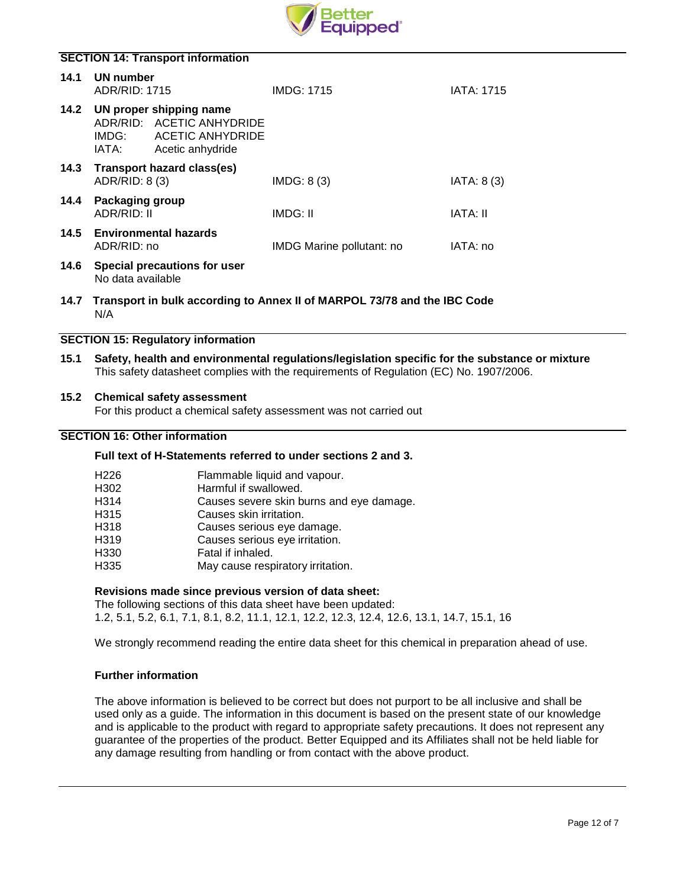## SECTION 14: Transport information

**14.1 UN number**

| | | |
|---|---|---|
| ADR/RID: 1715 | IMDG: 1715 | IATA: 1715 |

**14.2 UN proper shipping name**

| | |
|---|---|
| ADR/RID: | ACETIC ANHYDRIDE |
| IMDG: | ACETIC ANHYDRIDE |
| IATA: | Acetic anhydride |

**14.3 Transport hazard class(es)**

| | | |
|---|---|---|
| ADR/RID: 8 (3) | IMDG: 8 (3) | IATA: 8 (3) |

**14.4 Packaging group**

| | | |
|---|---|---|
| ADR/RID: II | IMDG: II | IATA: II |

**14.5 Environmental hazards**

| | | |
|---|---|---|
| ADR/RID: no | IMDG Marine pollutant: no | IATA: no |

**14.6 Special precautions for user**

No data available

**14.7 Transport in bulk according to Annex II of MARPOL 73/78 and the IBC Code**

N/A

## SECTION 15: Regulatory information

**15.1 Safety, health and environmental regulations/legislation specific for the substance or mixture**

This safety datasheet complies with the requirements of Regulation (EC) No. 1907/2006.

**15.2 Chemical safety assessment**

For this product a chemical safety assessment was not carried out

## SECTION 16: Other information

**Full text of H-Statements referred to under sections 2 and 3.**

| | |
|---|---|
| H226 | Flammable liquid and vapour. |
| H302 | Harmful if swallowed. |
| H314 | Causes severe skin burns and eye damage. |
| H315 | Causes skin irritation. |
| H318 | Causes serious eye damage. |
| H319 | Causes serious eye irritation. |
| H330 | Fatal if inhaled. |
| H335 | May cause respiratory irritation. |

**Revisions made since previous version of data sheet:**

The following sections of this data sheet have been updated:
1.2, 5.1, 5.2, 6.1, 7.1, 8.1, 8.2, 11.1, 12.1, 12.2, 12.3, 12.4, 12.6, 13.1, 14.7, 15.1, 16

We strongly recommend reading the entire data sheet for this chemical in preparation ahead of use.

**Further information**

The above information is believed to be correct but does not purport to be all inclusive and shall be used only as a guide. The information in this document is based on the present state of our knowledge and is applicable to the product with regard to appropriate safety precautions. It does not represent any guarantee of the properties of the product. Better Equipped and its Affiliates shall not be held liable for any damage resulting from handling or from contact with the above product.